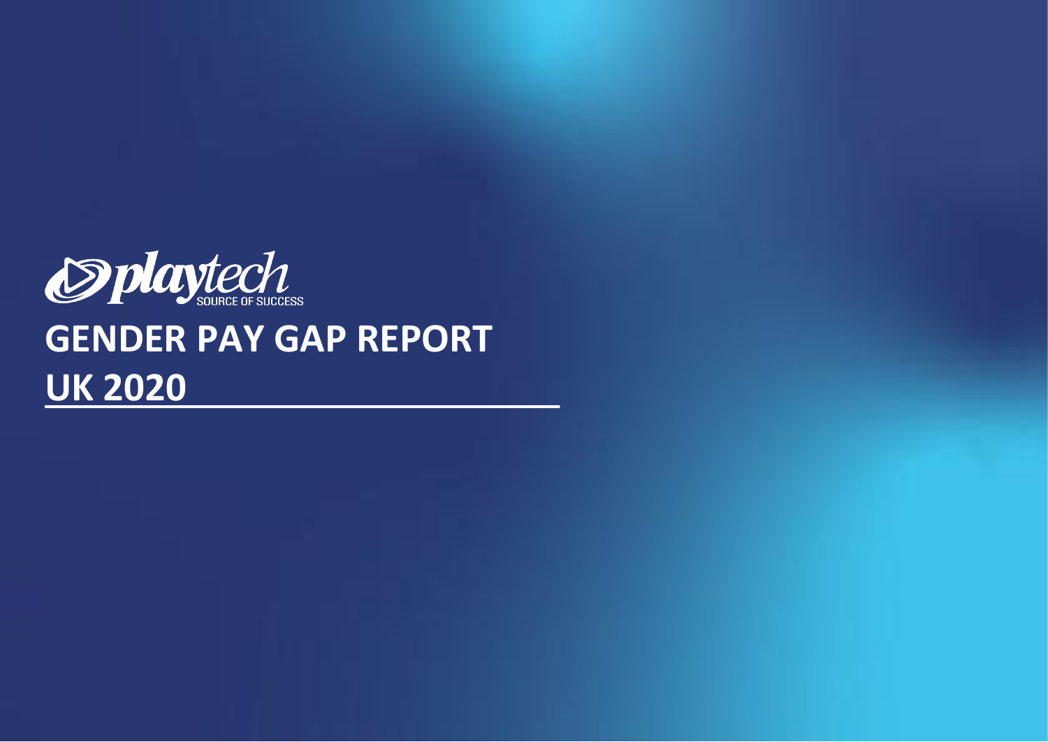playtech

SOURCE OF SUCCESS

# GENDER PAY GAP REPORT

# UK 2020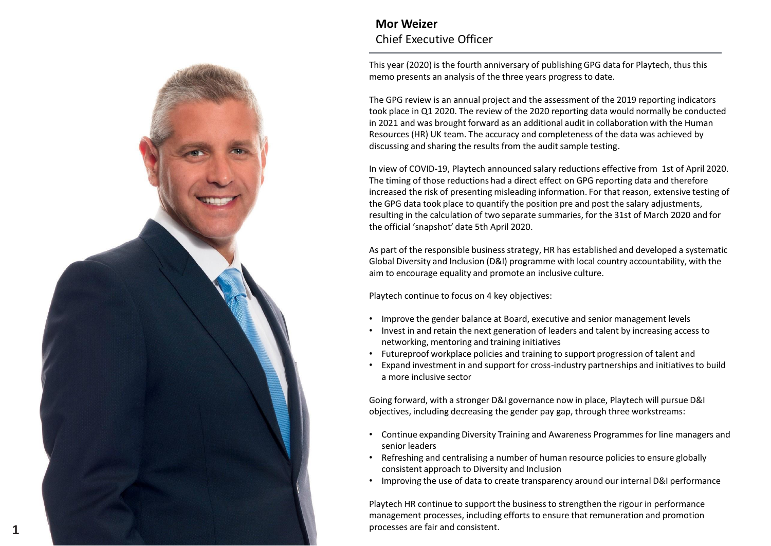**Mor Weizer**
Chief Executive Officer

This year (2020) is the fourth anniversary of publishing GPG data for Playtech, thus this memo presents an analysis of the three years progress to date.

The GPG review is an annual project and the assessment of the 2019 reporting indicators took place in Q1 2020. The review of the 2020 reporting data would normally be conducted in 2021 and was brought forward as an additional audit in collaboration with the Human Resources (HR) UK team. The accuracy and completeness of the data was achieved by discussing and sharing the results from the audit sample testing.

In view of COVID-19, Playtech announced salary reductions effective from 1st of April 2020. The timing of those reductions had a direct effect on GPG reporting data and therefore increased the risk of presenting misleading information. For that reason, extensive testing of the GPG data took place to quantify the position pre and post the salary adjustments, resulting in the calculation of two separate summaries, for the 31st of March 2020 and for the official 'snapshot' date 5th April 2020.

As part of the responsible business strategy, HR has established and developed a systematic Global Diversity and Inclusion (D&I) programme with local country accountability, with the aim to encourage equality and promote an inclusive culture.

Playtech continue to focus on 4 key objectives:

- Improve the gender balance at Board, executive and senior management levels
- Invest in and retain the next generation of leaders and talent by increasing access to networking, mentoring and training initiatives
- Futureproof workplace policies and training to support progression of talent and
- Expand investment in and support for cross-industry partnerships and initiatives to build a more inclusive sector

Going forward, with a stronger D&I governance now in place, Playtech will pursue D&I objectives, including decreasing the gender pay gap, through three workstreams:

- Continue expanding Diversity Training and Awareness Programmes for line managers and senior leaders
- Refreshing and centralising a number of human resource policies to ensure globally consistent approach to Diversity and Inclusion
- Improving the use of data to create transparency around our internal D&I performance

Playtech HR continue to support the business to strengthen the rigour in performance management processes, including efforts to ensure that remuneration and promotion processes are fair and consistent.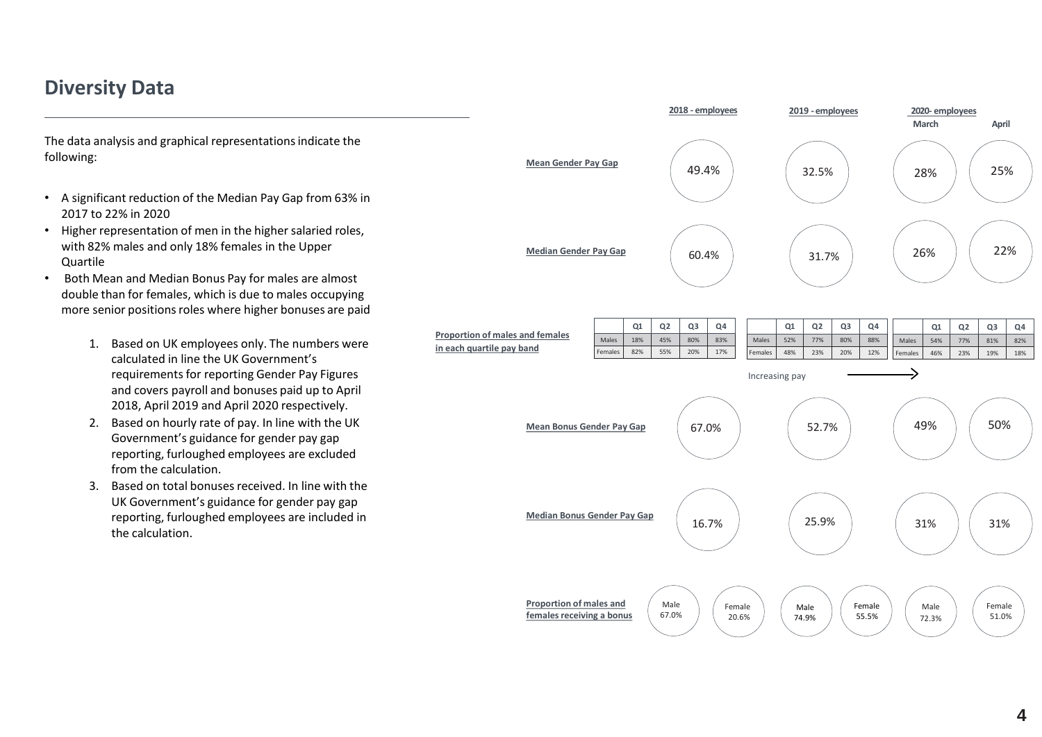# Diversity Data

The data analysis and graphical representations indicate the following:

- A significant reduction of the Median Pay Gap from 63% in 2017 to 22% in 2020
- Higher representation of men in the higher salaried roles, with 82% males and only 18% females in the Upper Quartile
- Both Mean and Median Bonus Pay for males are almost double than for females, which is due to males occupying more senior positions roles where higher bonuses are paid

1. Based on UK employees only. The numbers were calculated in line the UK Government's requirements for reporting Gender Pay Figures and covers payroll and bonuses paid up to April 2018, April 2019 and April 2020 respectively.
2. Based on hourly rate of pay. In line with the UK Government's guidance for gender pay gap reporting, furloughed employees are excluded from the calculation.
3. Based on total bonuses received. In line with the UK Government's guidance for gender pay gap reporting, furloughed employees are included in the calculation.

| | 2018 - employees | 2019 - employees | 2020- employees March | 2020- employees April |
|---|---|---|---|---|
| **Mean Gender Pay Gap** | 49.4% | 32.5% | 28% | 25% |
| **Median Gender Pay Gap** | 60.4% | 31.7% | 26% | 22% |
| **Mean Bonus Gender Pay Gap** | 67.0% | 52.7% | 49% | 50% |
| **Median Bonus Gender Pay Gap** | 16.7% | 25.9% | 31% | 31% |

**Proportion of males and females in each quartile pay band**

Increasing pay →

| 2018 - employees | Q1 | Q2 | Q3 | Q4 |
|---|---|---|---|---|
| Males | 18% | 45% | 80% | 83% |
| Females | 82% | 55% | 20% | 17% |

| 2019 - employees | Q1 | Q2 | Q3 | Q4 |
|---|---|---|---|---|
| Males | 52% | 77% | 80% | 88% |
| Females | 48% | 23% | 20% | 12% |

| 2020- employees | Q1 | Q2 | Q3 | Q4 |
|---|---|---|---|---|
| Males | 54% | 77% | 81% | 82% |
| Females | 46% | 23% | 19% | 18% |

**Proportion of males and females receiving a bonus**

| | 2018 - employees | 2019 - employees | 2020- employees |
|---|---|---|---|
| Male | 67.0% | 74.9% | 72.3% |
| Female | 20.6% | 55.5% | 51.0% |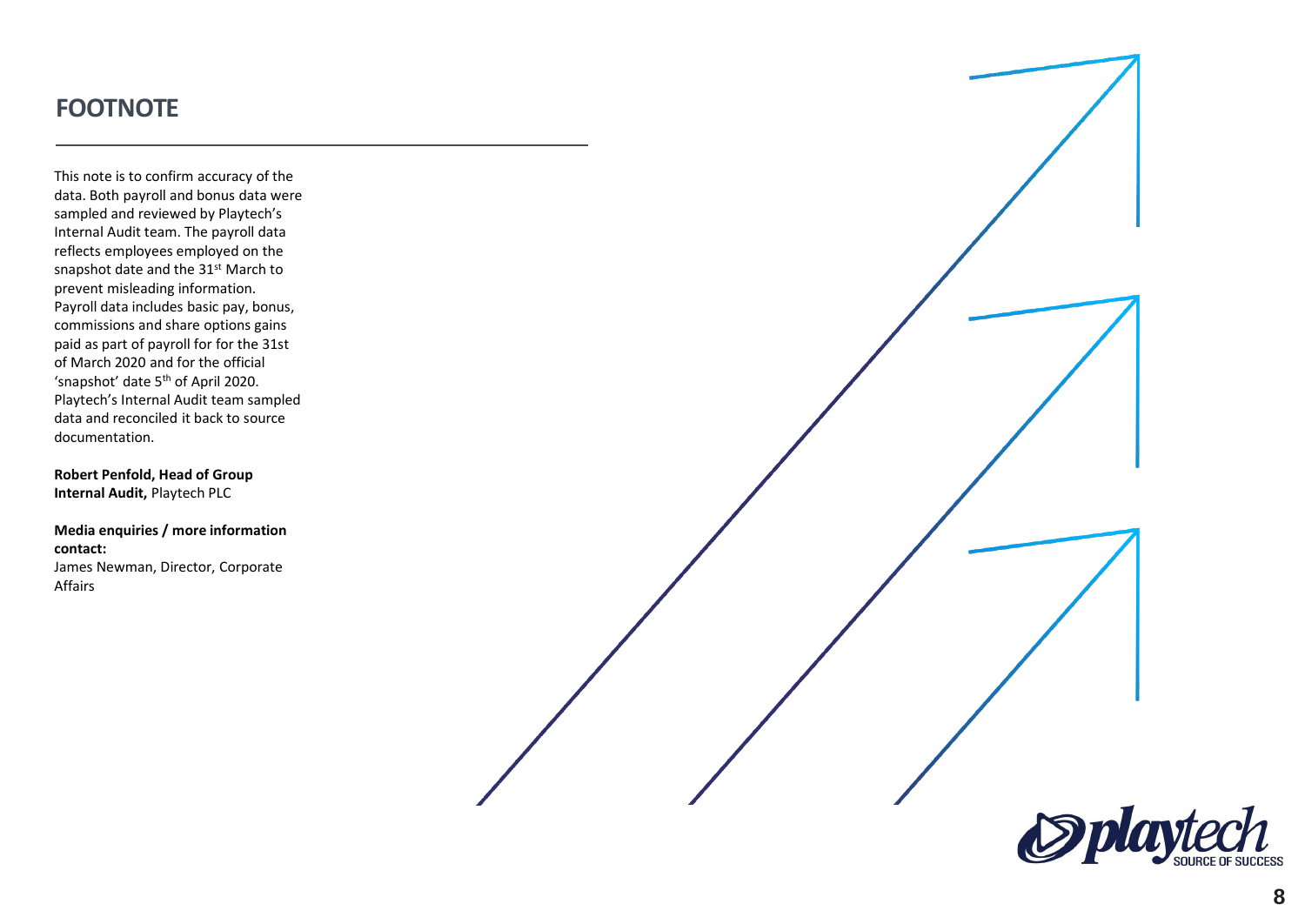## FOOTNOTE

This note is to confirm accuracy of the data. Both payroll and bonus data were sampled and reviewed by Playtech's Internal Audit team. The payroll data reflects employees employed on the snapshot date and the 31st March to prevent misleading information. Payroll data includes basic pay, bonus, commissions and share options gains paid as part of payroll for for the 31st of March 2020 and for the official 'snapshot' date 5th of April 2020. Playtech's Internal Audit team sampled data and reconciled it back to source documentation.

**Robert Penfold, Head of Group Internal Audit,** Playtech PLC

**Media enquiries / more information contact:**
James Newman, Director, Corporate Affairs